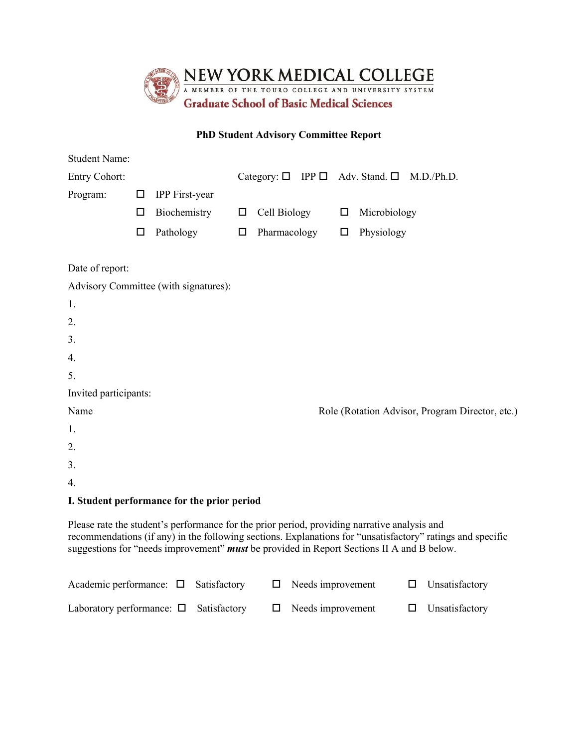# NEW YORK MEDICAL COLLEGE

A MEMBER OF THE TOURO COLLEGE AND UNIVERSITY SYSTEM

**Graduate School of Basic Medical Sciences**

**PhD Student Advisory Committee Report**

Student Name:

Entry Cohort: Category: ☐ IPP ☐ Adv. Stand. ☐ M.D./Ph.D.

Program:

☐ IPP First-year

☐ Biochemistry ☐ Cell Biology ☐ Microbiology

☐ Pathology ☐ Pharmacology ☐ Physiology

Date of report:

Advisory Committee (with signatures):

1.
2.
3.
4.
5.

Invited participants:

Name Role (Rotation Advisor, Program Director, etc.)

1.
2.
3.
4.

**I. Student performance for the prior period**

Please rate the student's performance for the prior period, providing narrative analysis and recommendations (if any) in the following sections. Explanations for "unsatisfactory" ratings and specific suggestions for "needs improvement" ***must*** be provided in Report Sections II A and B below.

Academic performance: ☐ Satisfactory ☐ Needs improvement ☐ Unsatisfactory

Laboratory performance: ☐ Satisfactory ☐ Needs improvement ☐ Unsatisfactory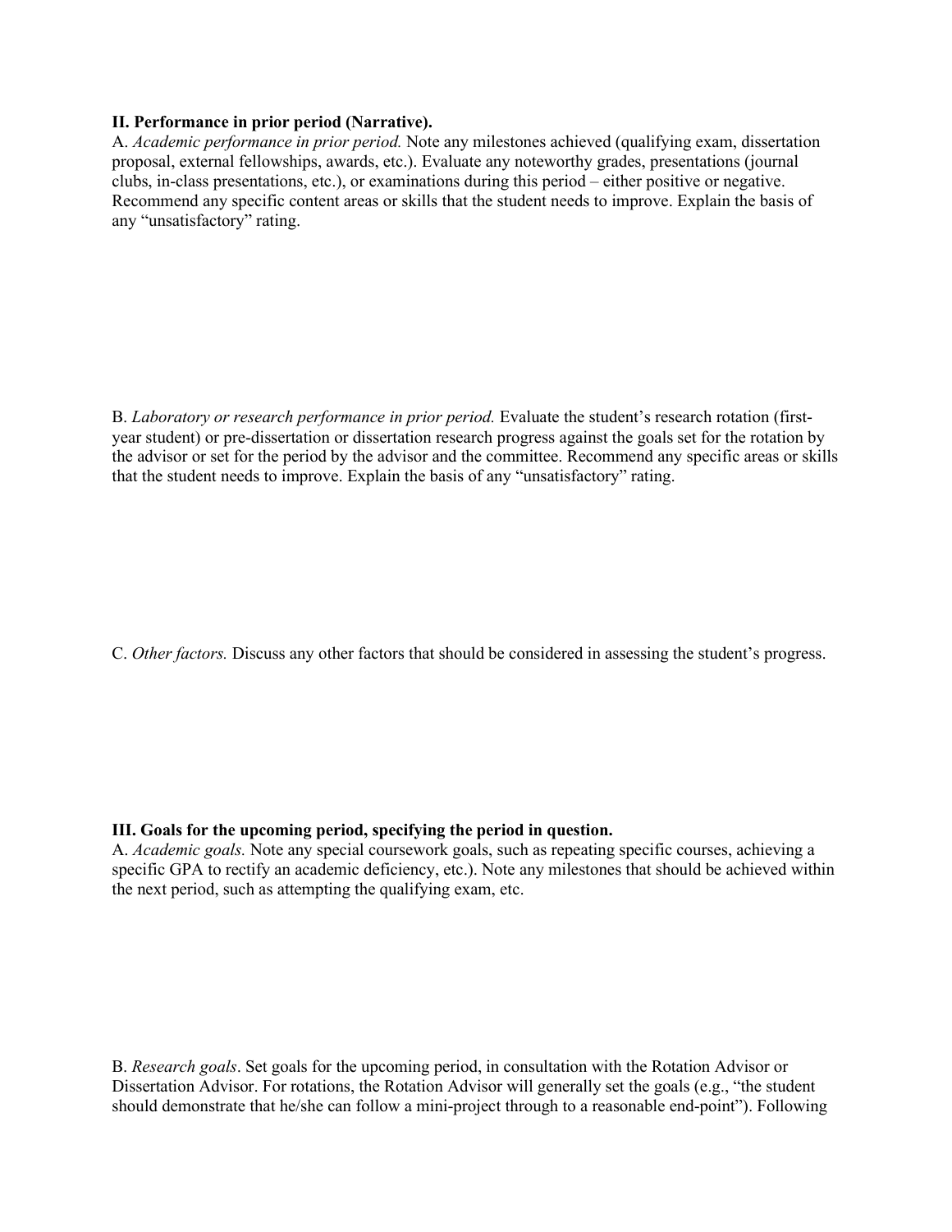**II. Performance in prior period (Narrative).**

A. *Academic performance in prior period.* Note any milestones achieved (qualifying exam, dissertation proposal, external fellowships, awards, etc.). Evaluate any noteworthy grades, presentations (journal clubs, in-class presentations, etc.), or examinations during this period – either positive or negative. Recommend any specific content areas or skills that the student needs to improve. Explain the basis of any "unsatisfactory" rating.

B. *Laboratory or research performance in prior period.* Evaluate the student's research rotation (first-year student) or pre-dissertation or dissertation research progress against the goals set for the rotation by the advisor or set for the period by the advisor and the committee. Recommend any specific areas or skills that the student needs to improve. Explain the basis of any "unsatisfactory" rating.

C. *Other factors.* Discuss any other factors that should be considered in assessing the student's progress.

**III. Goals for the upcoming period, specifying the period in question.**

A. *Academic goals.* Note any special coursework goals, such as repeating specific courses, achieving a specific GPA to rectify an academic deficiency, etc.). Note any milestones that should be achieved within the next period, such as attempting the qualifying exam, etc.

B. *Research goals*. Set goals for the upcoming period, in consultation with the Rotation Advisor or Dissertation Advisor. For rotations, the Rotation Advisor will generally set the goals (e.g., "the student should demonstrate that he/she can follow a mini-project through to a reasonable end-point"). Following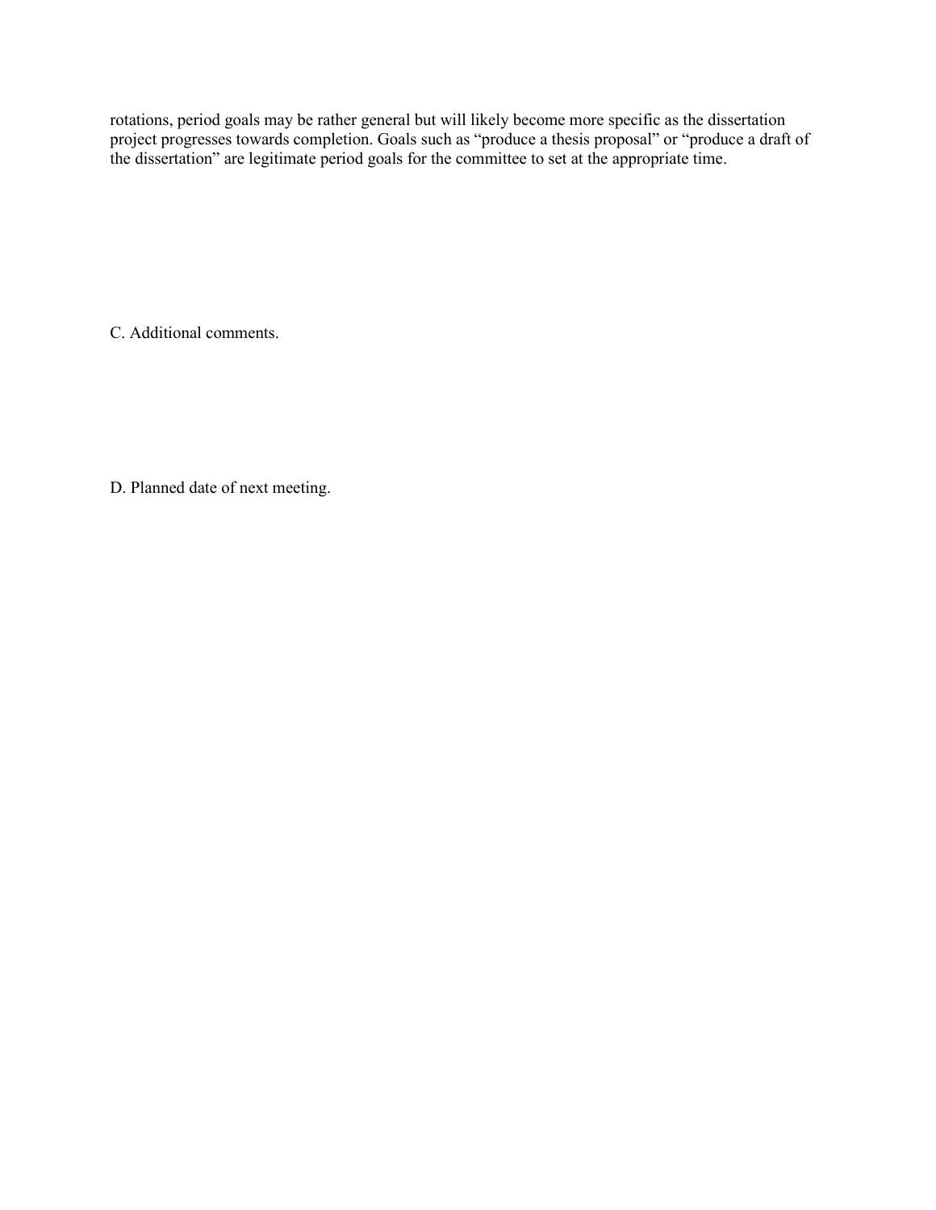rotations, period goals may be rather general but will likely become more specific as the dissertation project progresses towards completion. Goals such as "produce a thesis proposal" or "produce a draft of the dissertation" are legitimate period goals for the committee to set at the appropriate time.

C. Additional comments.

D. Planned date of next meeting.